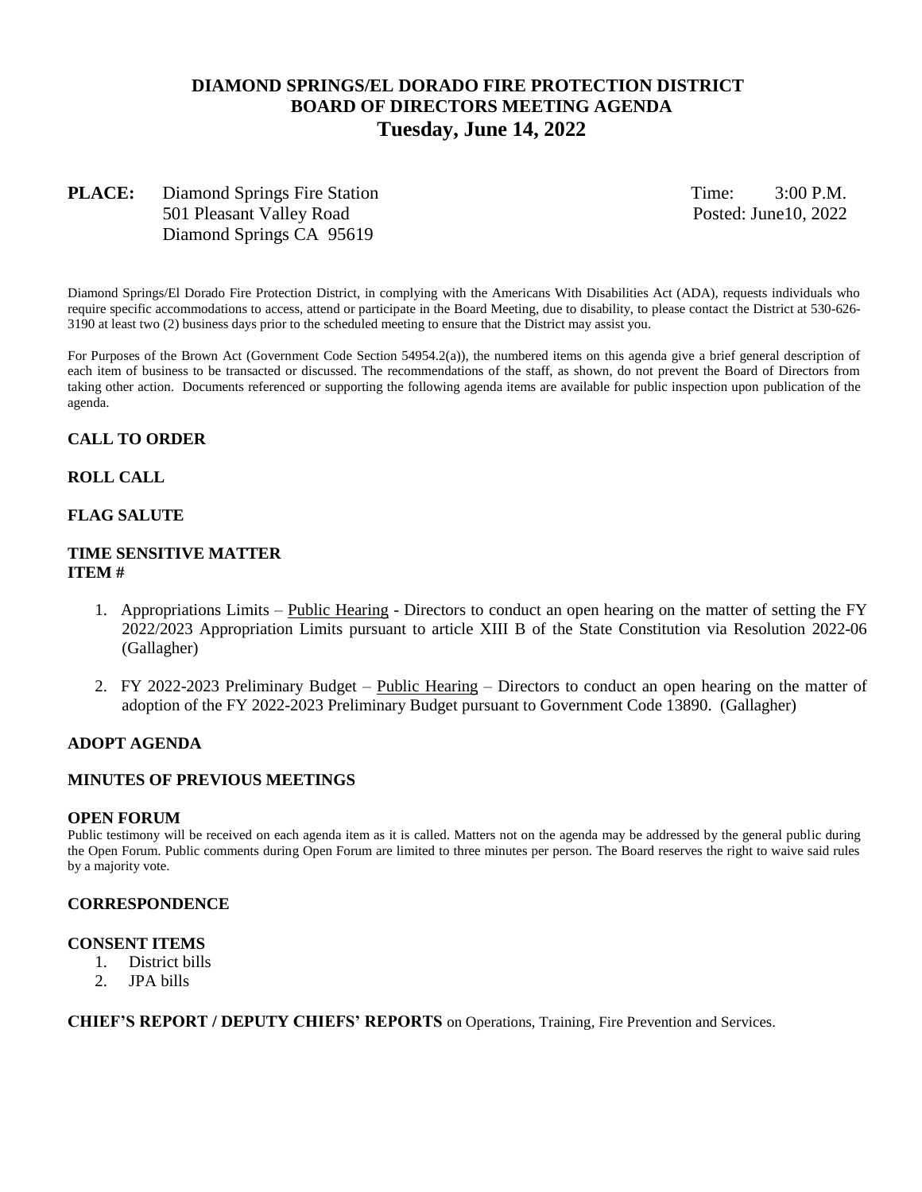# DIAMOND SPRINGS/EL DORADO FIRE PROTECTION DISTRICT
## BOARD OF DIRECTORS MEETING AGENDA
## Tuesday, June 14, 2022

**PLACE:** Diamond Springs Fire Station
501 Pleasant Valley Road
Diamond Springs CA 95619

Time: 3:00 P.M.
Posted: June10, 2022

Diamond Springs/El Dorado Fire Protection District, in complying with the Americans With Disabilities Act (ADA), requests individuals who require specific accommodations to access, attend or participate in the Board Meeting, due to disability, to please contact the District at 530-626-3190 at least two (2) business days prior to the scheduled meeting to ensure that the District may assist you.

For Purposes of the Brown Act (Government Code Section 54954.2(a)), the numbered items on this agenda give a brief general description of each item of business to be transacted or discussed. The recommendations of the staff, as shown, do not prevent the Board of Directors from taking other action. Documents referenced or supporting the following agenda items are available for public inspection upon publication of the agenda.

**CALL TO ORDER**

**ROLL CALL**

**FLAG SALUTE**

**TIME SENSITIVE MATTER**
**ITEM #**

1. Appropriations Limits – Public Hearing - Directors to conduct an open hearing on the matter of setting the FY 2022/2023 Appropriation Limits pursuant to article XIII B of the State Constitution via Resolution 2022-06 (Gallagher)

2. FY 2022-2023 Preliminary Budget – Public Hearing – Directors to conduct an open hearing on the matter of adoption of the FY 2022-2023 Preliminary Budget pursuant to Government Code 13890. (Gallagher)

**ADOPT AGENDA**

**MINUTES OF PREVIOUS MEETINGS**

**OPEN FORUM**
Public testimony will be received on each agenda item as it is called. Matters not on the agenda may be addressed by the general public during the Open Forum. Public comments during Open Forum are limited to three minutes per person. The Board reserves the right to waive said rules by a majority vote.

**CORRESPONDENCE**

**CONSENT ITEMS**
1. District bills
2. JPA bills

**CHIEF'S REPORT / DEPUTY CHIEFS' REPORTS** on Operations, Training, Fire Prevention and Services.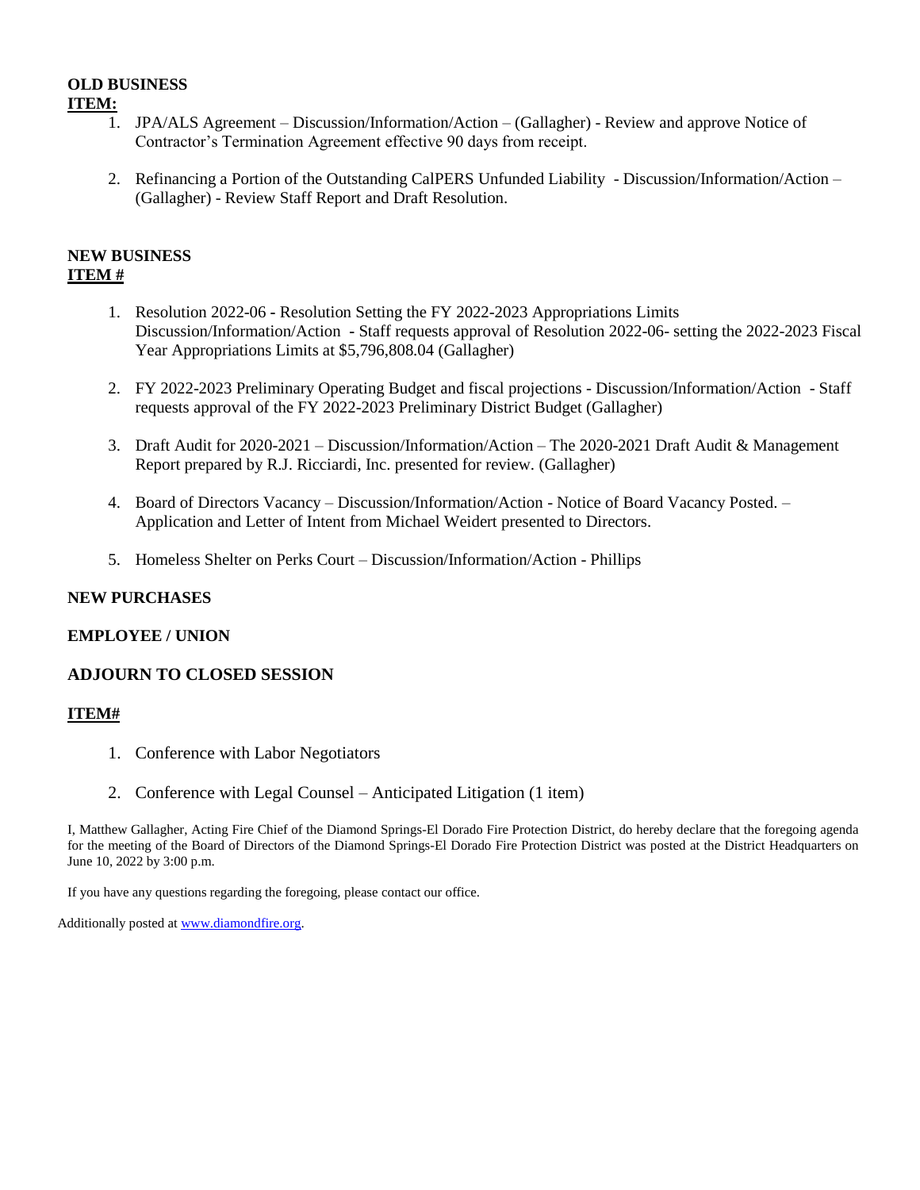**OLD BUSINESS**
**ITEM:**

1. JPA/ALS Agreement – Discussion/Information/Action – (Gallagher) - Review and approve Notice of Contractor's Termination Agreement effective 90 days from receipt.

2. Refinancing a Portion of the Outstanding CalPERS Unfunded Liability - Discussion/Information/Action – (Gallagher) - Review Staff Report and Draft Resolution.

**NEW BUSINESS**
**ITEM #**

1. Resolution 2022-06 - Resolution Setting the FY 2022-2023 Appropriations Limits Discussion/Information/Action - Staff requests approval of Resolution 2022-06- setting the 2022-2023 Fiscal Year Appropriations Limits at $5,796,808.04 (Gallagher)

2. FY 2022-2023 Preliminary Operating Budget and fiscal projections - Discussion/Information/Action - Staff requests approval of the FY 2022-2023 Preliminary District Budget (Gallagher)

3. Draft Audit for 2020-2021 – Discussion/Information/Action – The 2020-2021 Draft Audit & Management Report prepared by R.J. Ricciardi, Inc. presented for review. (Gallagher)

4. Board of Directors Vacancy – Discussion/Information/Action - Notice of Board Vacancy Posted. – Application and Letter of Intent from Michael Weidert presented to Directors.

5. Homeless Shelter on Perks Court – Discussion/Information/Action - Phillips

**NEW PURCHASES**

**EMPLOYEE / UNION**

**ADJOURN TO CLOSED SESSION**

**ITEM#**

1. Conference with Labor Negotiators

2. Conference with Legal Counsel – Anticipated Litigation (1 item)

I, Matthew Gallagher, Acting Fire Chief of the Diamond Springs-El Dorado Fire Protection District, do hereby declare that the foregoing agenda for the meeting of the Board of Directors of the Diamond Springs-El Dorado Fire Protection District was posted at the District Headquarters on June 10, 2022 by 3:00 p.m.

If you have any questions regarding the foregoing, please contact our office.

Additionally posted at www.diamondfire.org.